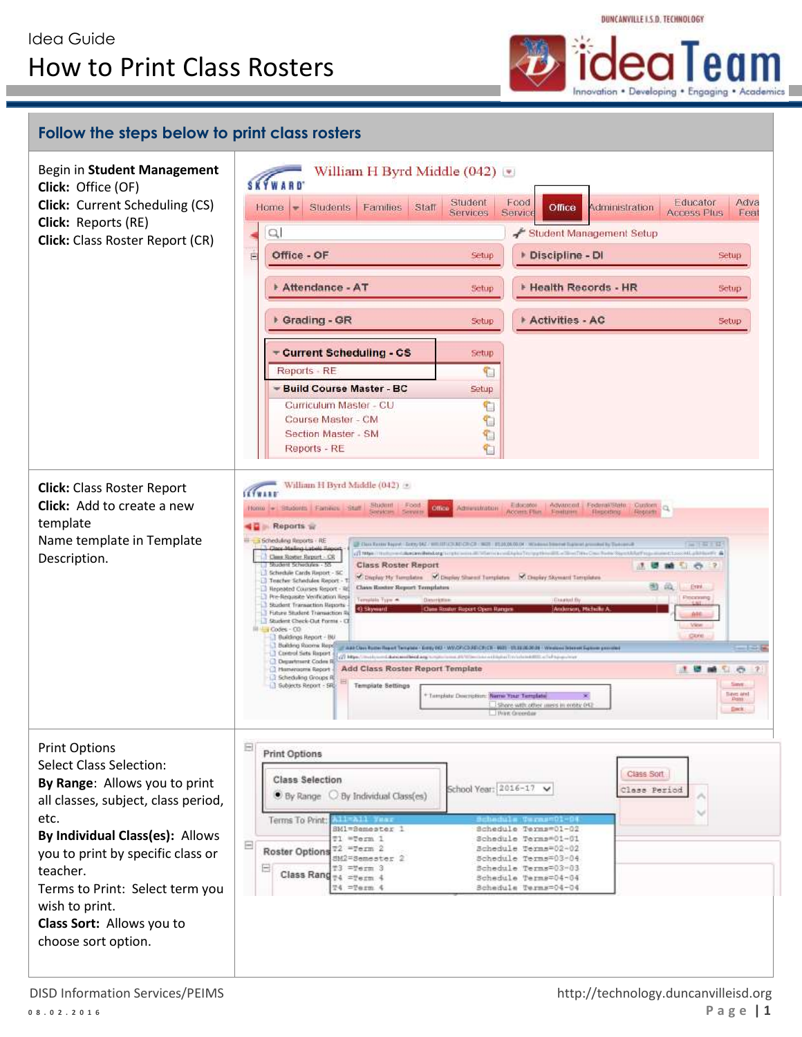Idea Guide

# How to Print Class Rosters

## Follow the steps below to print class rosters

Begin in **Student Management**
**Click:** Office (OF)
**Click:** Current Scheduling (CS)
**Click:** Reports (RE)
**Click:** Class Roster Report (CR)

**Click:** Class Roster Report
**Click:** Add to create a new template
Name template in Template Description.

Print Options
Select Class Selection:
**By Range**: Allows you to print all classes, subject, class period, etc.
**By Individual Class(es):** Allows you to print by specific class or teacher.
Terms to Print: Select term you wish to print.
**Class Sort:** Allows you to choose sort option.

DISD Information Services/PEIMS
08.02.2016
http://technology.duncanvilleisd.org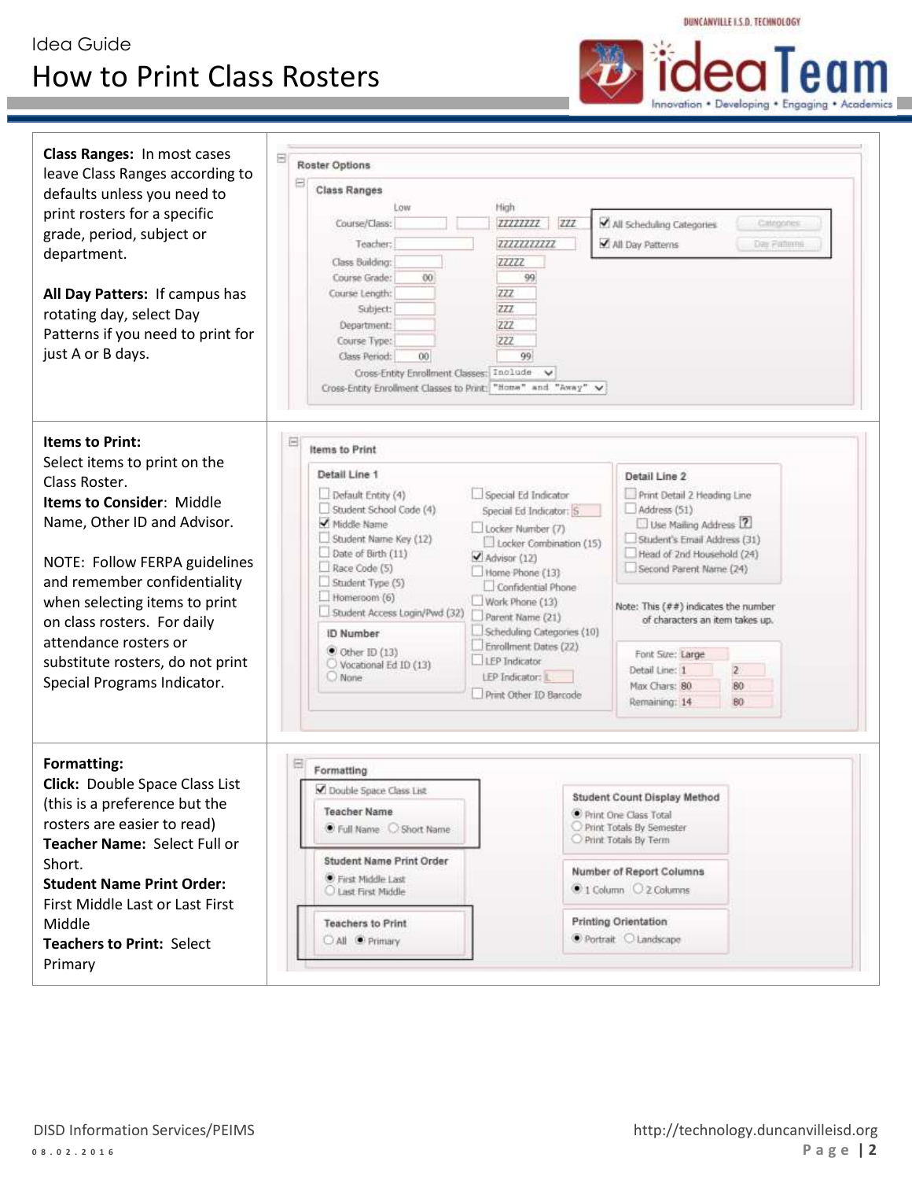Idea Guide

# How to Print Class Rosters

| | |
|---|---|
| **Class Ranges:** In most cases leave Class Ranges according to defaults unless you need to print rosters for a specific grade, period, subject or department.<br><br>**All Day Patters:** If campus has rotating day, select Day Patterns if you need to print for just A or B days. | Roster Options<br>Class Ranges<br>Low / High<br>Course/Class: ZZZZZZZZ ZZZ<br>Teacher: ZZZZZZZZZZZ<br>Class Building: ZZZZZ<br>Course Grade: 00 / 99<br>Course Length: ZZZ<br>Subject: ZZZ<br>Department: ZZZ<br>Course Type: ZZZ<br>Class Period: 00 / 99<br>☑ All Scheduling Categories — Categories<br>☑ All Day Patterns — Day Patterns<br>Cross-Entity Enrollment Classes: Include<br>Cross-Entity Enrollment Classes to Print: "Home" and "Away" |
| **Items to Print:**<br>Select items to print on the Class Roster.<br>**Items to Consider**: Middle Name, Other ID and Advisor.<br><br>NOTE: Follow FERPA guidelines and remember confidentiality when selecting items to print on class rosters. For daily attendance rosters or substitute rosters, do not print Special Programs Indicator. | Items to Print<br>Detail Line 1<br>☐ Default Entity (4)<br>☐ Student School Code (4)<br>☑ Middle Name<br>☐ Student Name Key (12)<br>☐ Date of Birth (11)<br>☐ Race Code (5)<br>☐ Student Type (5)<br>☐ Homeroom (6)<br>☐ Student Access Login/Pwd (32)<br>ID Number: ◉ Other ID (13) ○ Vocational Ed ID (13) ○ None<br>☐ Special Ed Indicator — Special Ed Indicator: S<br>☐ Locker Number (7) ☐ Locker Combination (15)<br>☑ Advisor (12)<br>☐ Home Phone (13) ☐ Confidential Phone<br>☐ Work Phone (13)<br>☐ Parent Name (21)<br>☐ Scheduling Categories (10)<br>☐ Enrollment Dates (22)<br>☐ LEP Indicator — LEP Indicator: L<br>☐ Print Other ID Barcode<br>Detail Line 2<br>☐ Print Detail 2 Heading Line<br>☐ Address (51) ☐ Use Mailing Address<br>☐ Student's Email Address (31)<br>☐ Head of 2nd Household (24)<br>☐ Second Parent Name (24)<br>Note: This (##) indicates the number of characters an item takes up.<br>Font Size: Large<br>Detail Line: 1 / 2<br>Max Chars: 80 / 80<br>Remaining: 14 / 80 |
| **Formatting:**<br>**Click:** Double Space Class List (this is a preference but the rosters are easier to read)<br>**Teacher Name:** Select Full or Short.<br>**Student Name Print Order:** First Middle Last or Last First Middle<br>**Teachers to Print:** Select Primary | Formatting<br>☑ Double Space Class List<br>Teacher Name: ◉ Full Name ○ Short Name<br>Student Name Print Order: ◉ First Middle Last ○ Last First Middle<br>Teachers to Print: ○ All ◉ Primary<br>Student Count Display Method: ◉ Print One Class Total ○ Print Totals By Semester ○ Print Totals By Term<br>Number of Report Columns: ◉ 1 Column ○ 2 Columns<br>Printing Orientation: ◉ Portrait ○ Landscape |

DISD Information Services/PEIMS

08.02.2016

http://technology.duncanvilleisd.org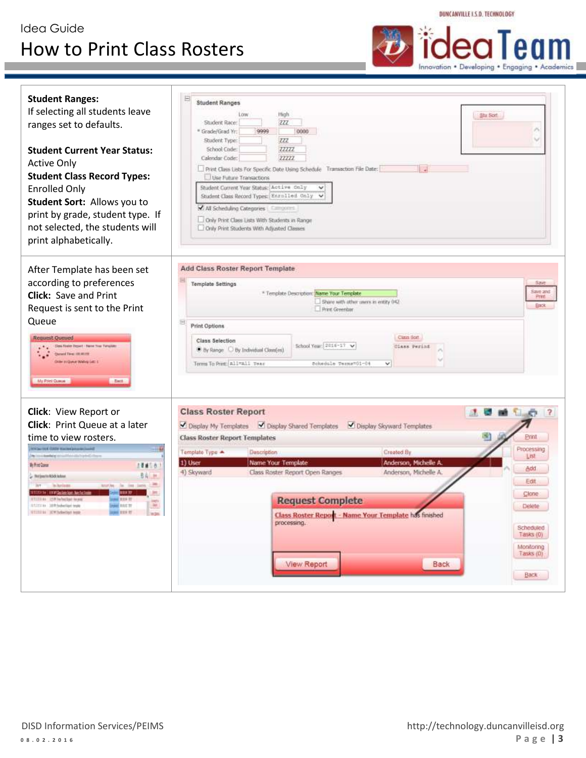Idea Guide

# How to Print Class Rosters

| | |
|---|---|
| **Student Ranges:** If selecting all students leave ranges set to defaults. **Student Current Year Status:** Active Only **Student Class Record Types:** Enrolled Only **Student Sort:** Allows you to print by grade, student type. If not selected, the students will print alphabetically. | |
| After Template has been set according to preferences **Click:** Save and Print Request is sent to the Print Queue | |
| **Click**: View Report or **Click**: Print Queue at a later time to view rosters. | |